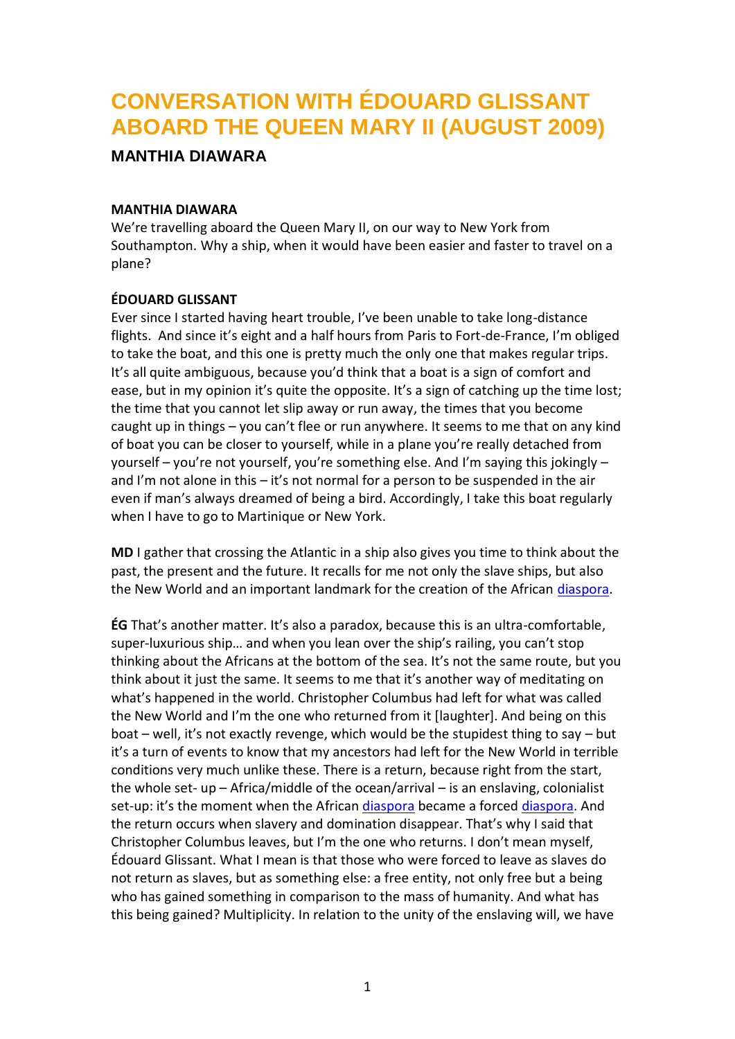# CONVERSATION WITH ÉDOUARD GLISSANT ABOARD THE QUEEN MARY II (AUGUST 2009)

## MANTHIA DIAWARA

**MANTHIA DIAWARA**
We're travelling aboard the Queen Mary II, on our way to New York from Southampton. Why a ship, when it would have been easier and faster to travel on a plane?

**ÉDOUARD GLISSANT**
Ever since I started having heart trouble, I've been unable to take long-distance flights. And since it's eight and a half hours from Paris to Fort-de-France, I'm obliged to take the boat, and this one is pretty much the only one that makes regular trips. It's all quite ambiguous, because you'd think that a boat is a sign of comfort and ease, but in my opinion it's quite the opposite. It's a sign of catching up the time lost; the time that you cannot let slip away or run away, the times that you become caught up in things – you can't flee or run anywhere. It seems to me that on any kind of boat you can be closer to yourself, while in a plane you're really detached from yourself – you're not yourself, you're something else. And I'm saying this jokingly – and I'm not alone in this – it's not normal for a person to be suspended in the air even if man's always dreamed of being a bird. Accordingly, I take this boat regularly when I have to go to Martinique or New York.

**MD** I gather that crossing the Atlantic in a ship also gives you time to think about the past, the present and the future. It recalls for me not only the slave ships, but also the New World and an important landmark for the creation of the African diaspora.

**ÉG** That's another matter. It's also a paradox, because this is an ultra-comfortable, super-luxurious ship… and when you lean over the ship's railing, you can't stop thinking about the Africans at the bottom of the sea. It's not the same route, but you think about it just the same. It seems to me that it's another way of meditating on what's happened in the world. Christopher Columbus had left for what was called the New World and I'm the one who returned from it [laughter]. And being on this boat – well, it's not exactly revenge, which would be the stupidest thing to say – but it's a turn of events to know that my ancestors had left for the New World in terrible conditions very much unlike these. There is a return, because right from the start, the whole set- up – Africa/middle of the ocean/arrival – is an enslaving, colonialist set-up: it's the moment when the African diaspora became a forced diaspora. And the return occurs when slavery and domination disappear. That's why I said that Christopher Columbus leaves, but I'm the one who returns. I don't mean myself, Édouard Glissant. What I mean is that those who were forced to leave as slaves do not return as slaves, but as something else: a free entity, not only free but a being who has gained something in comparison to the mass of humanity. And what has this being gained? Multiplicity. In relation to the unity of the enslaving will, we have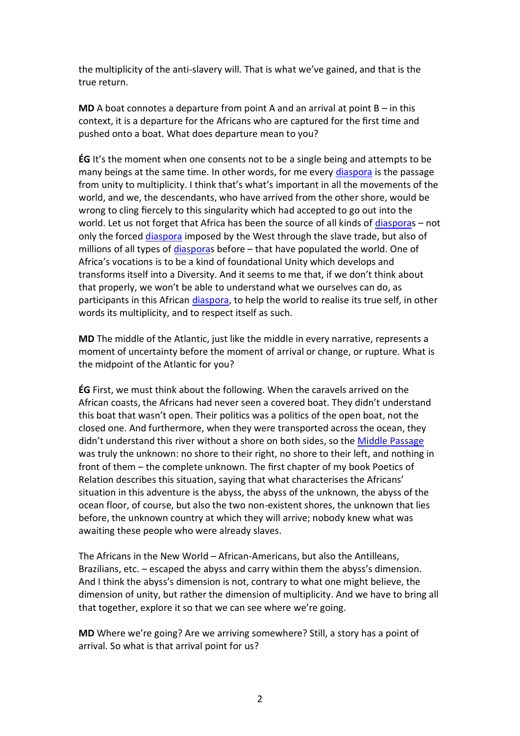the multiplicity of the anti-slavery will. That is what we've gained, and that is the true return.

**MD** A boat connotes a departure from point A and an arrival at point B – in this context, it is a departure for the Africans who are captured for the first time and pushed onto a boat. What does departure mean to you?

**ÉG** It's the moment when one consents not to be a single being and attempts to be many beings at the same time. In other words, for me every diaspora is the passage from unity to multiplicity. I think that's what's important in all the movements of the world, and we, the descendants, who have arrived from the other shore, would be wrong to cling fiercely to this singularity which had accepted to go out into the world. Let us not forget that Africa has been the source of all kinds of diasporas – not only the forced diaspora imposed by the West through the slave trade, but also of millions of all types of diasporas before – that have populated the world. One of Africa's vocations is to be a kind of foundational Unity which develops and transforms itself into a Diversity. And it seems to me that, if we don't think about that properly, we won't be able to understand what we ourselves can do, as participants in this African diaspora, to help the world to realise its true self, in other words its multiplicity, and to respect itself as such.

**MD** The middle of the Atlantic, just like the middle in every narrative, represents a moment of uncertainty before the moment of arrival or change, or rupture. What is the midpoint of the Atlantic for you?

**ÉG** First, we must think about the following. When the caravels arrived on the African coasts, the Africans had never seen a covered boat. They didn't understand this boat that wasn't open. Their politics was a politics of the open boat, not the closed one. And furthermore, when they were transported across the ocean, they didn't understand this river without a shore on both sides, so the Middle Passage was truly the unknown: no shore to their right, no shore to their left, and nothing in front of them – the complete unknown. The first chapter of my book Poetics of Relation describes this situation, saying that what characterises the Africans' situation in this adventure is the abyss, the abyss of the unknown, the abyss of the ocean floor, of course, but also the two non-existent shores, the unknown that lies before, the unknown country at which they will arrive; nobody knew what was awaiting these people who were already slaves.

The Africans in the New World – African-Americans, but also the Antilleans, Brazilians, etc. – escaped the abyss and carry within them the abyss's dimension. And I think the abyss's dimension is not, contrary to what one might believe, the dimension of unity, but rather the dimension of multiplicity. And we have to bring all that together, explore it so that we can see where we're going.

**MD** Where we're going? Are we arriving somewhere? Still, a story has a point of arrival. So what is that arrival point for us?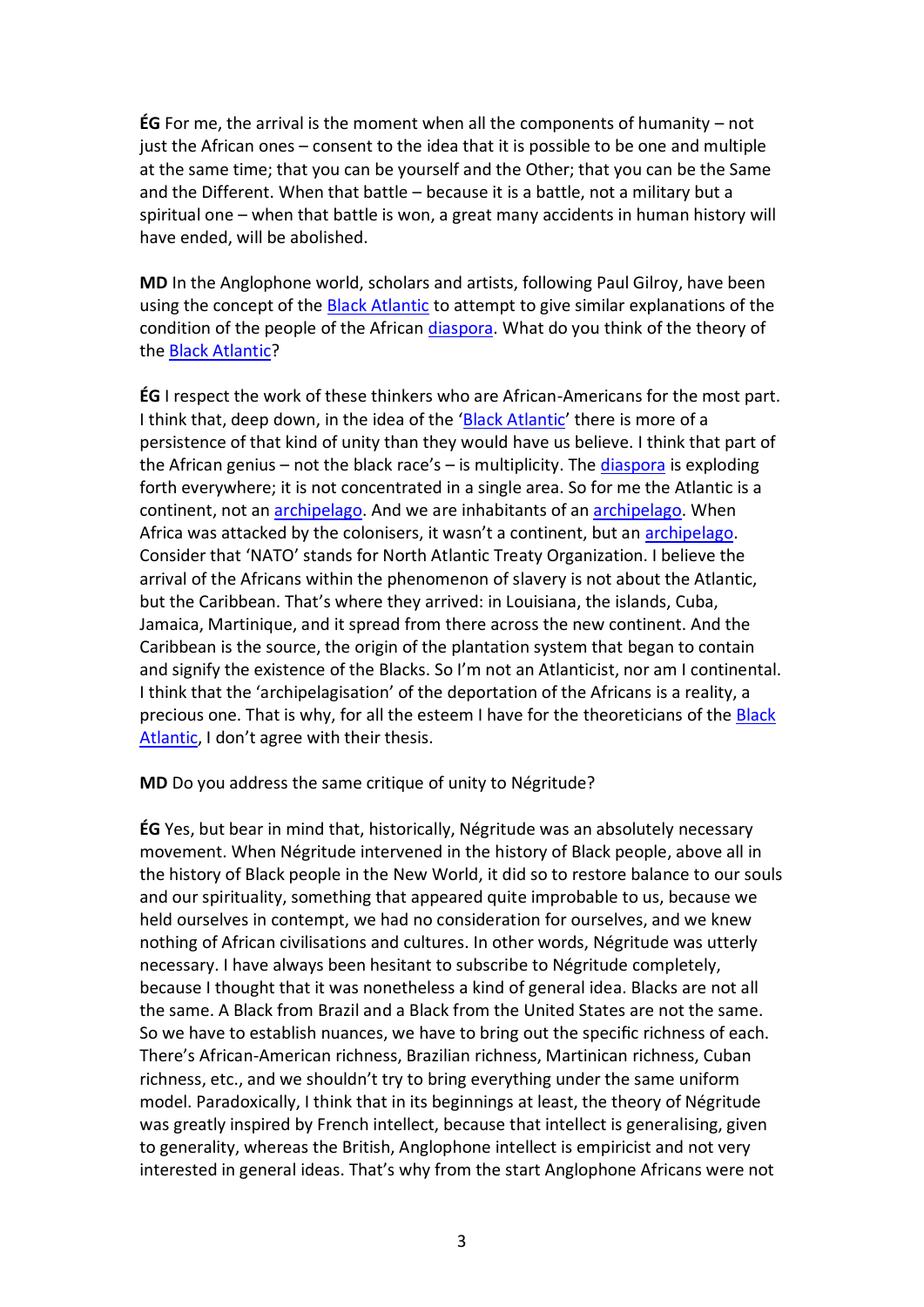**ÉG** For me, the arrival is the moment when all the components of humanity – not just the African ones – consent to the idea that it is possible to be one and multiple at the same time; that you can be yourself and the Other; that you can be the Same and the Different. When that battle – because it is a battle, not a military but a spiritual one – when that battle is won, a great many accidents in human history will have ended, will be abolished.

**MD** In the Anglophone world, scholars and artists, following Paul Gilroy, have been using the concept of the Black Atlantic to attempt to give similar explanations of the condition of the people of the African diaspora. What do you think of the theory of the Black Atlantic?

**ÉG** I respect the work of these thinkers who are African-Americans for the most part. I think that, deep down, in the idea of the 'Black Atlantic' there is more of a persistence of that kind of unity than they would have us believe. I think that part of the African genius – not the black race's – is multiplicity. The diaspora is exploding forth everywhere; it is not concentrated in a single area. So for me the Atlantic is a continent, not an archipelago. And we are inhabitants of an archipelago. When Africa was attacked by the colonisers, it wasn't a continent, but an archipelago. Consider that 'NATO' stands for North Atlantic Treaty Organization. I believe the arrival of the Africans within the phenomenon of slavery is not about the Atlantic, but the Caribbean. That's where they arrived: in Louisiana, the islands, Cuba, Jamaica, Martinique, and it spread from there across the new continent. And the Caribbean is the source, the origin of the plantation system that began to contain and signify the existence of the Blacks. So I'm not an Atlanticist, nor am I continental. I think that the 'archipelagisation' of the deportation of the Africans is a reality, a precious one. That is why, for all the esteem I have for the theoreticians of the Black Atlantic, I don't agree with their thesis.

**MD** Do you address the same critique of unity to Négritude?

**ÉG** Yes, but bear in mind that, historically, Négritude was an absolutely necessary movement. When Négritude intervened in the history of Black people, above all in the history of Black people in the New World, it did so to restore balance to our souls and our spirituality, something that appeared quite improbable to us, because we held ourselves in contempt, we had no consideration for ourselves, and we knew nothing of African civilisations and cultures. In other words, Négritude was utterly necessary. I have always been hesitant to subscribe to Négritude completely, because I thought that it was nonetheless a kind of general idea. Blacks are not all the same. A Black from Brazil and a Black from the United States are not the same. So we have to establish nuances, we have to bring out the specific richness of each. There's African-American richness, Brazilian richness, Martinican richness, Cuban richness, etc., and we shouldn't try to bring everything under the same uniform model. Paradoxically, I think that in its beginnings at least, the theory of Négritude was greatly inspired by French intellect, because that intellect is generalising, given to generality, whereas the British, Anglophone intellect is empiricist and not very interested in general ideas. That's why from the start Anglophone Africans were not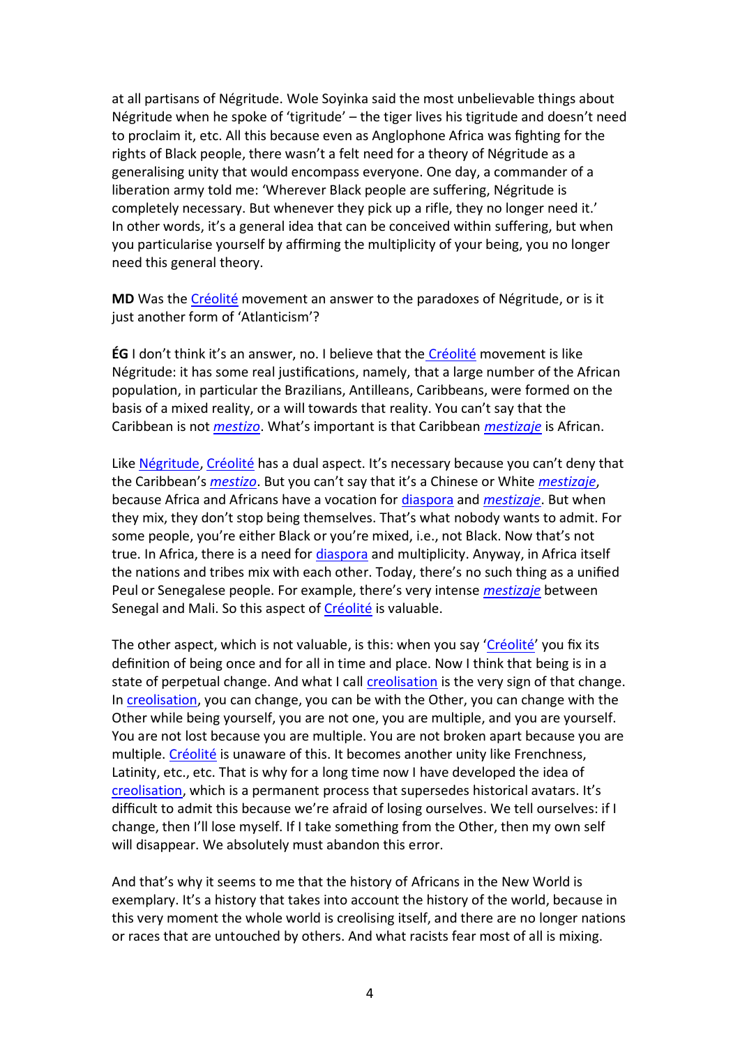at all partisans of Négritude. Wole Soyinka said the most unbelievable things about Négritude when he spoke of 'tigritude' – the tiger lives his tigritude and doesn't need to proclaim it, etc. All this because even as Anglophone Africa was fighting for the rights of Black people, there wasn't a felt need for a theory of Négritude as a generalising unity that would encompass everyone. One day, a commander of a liberation army told me: 'Wherever Black people are suffering, Négritude is completely necessary. But whenever they pick up a rifle, they no longer need it.' In other words, it's a general idea that can be conceived within suffering, but when you particularise yourself by affirming the multiplicity of your being, you no longer need this general theory.

**MD** Was the Créolité movement an answer to the paradoxes of Négritude, or is it just another form of 'Atlanticism'?

**ÉG** I don't think it's an answer, no. I believe that the Créolité movement is like Négritude: it has some real justifications, namely, that a large number of the African population, in particular the Brazilians, Antilleans, Caribbeans, were formed on the basis of a mixed reality, or a will towards that reality. You can't say that the Caribbean is not *mestizo*. What's important is that Caribbean *mestizaje* is African.

Like Négritude, Créolité has a dual aspect. It's necessary because you can't deny that the Caribbean's *mestizo*. But you can't say that it's a Chinese or White *mestizaje*, because Africa and Africans have a vocation for diaspora and *mestizaje*. But when they mix, they don't stop being themselves. That's what nobody wants to admit. For some people, you're either Black or you're mixed, i.e., not Black. Now that's not true. In Africa, there is a need for diaspora and multiplicity. Anyway, in Africa itself the nations and tribes mix with each other. Today, there's no such thing as a unified Peul or Senegalese people. For example, there's very intense *mestizaje* between Senegal and Mali. So this aspect of Créolité is valuable.

The other aspect, which is not valuable, is this: when you say 'Créolité' you fix its definition of being once and for all in time and place. Now I think that being is in a state of perpetual change. And what I call creolisation is the very sign of that change. In creolisation, you can change, you can be with the Other, you can change with the Other while being yourself, you are not one, you are multiple, and you are yourself. You are not lost because you are multiple. You are not broken apart because you are multiple. Créolité is unaware of this. It becomes another unity like Frenchness, Latinity, etc., etc. That is why for a long time now I have developed the idea of creolisation, which is a permanent process that supersedes historical avatars. It's difficult to admit this because we're afraid of losing ourselves. We tell ourselves: if I change, then I'll lose myself. If I take something from the Other, then my own self will disappear. We absolutely must abandon this error.

And that's why it seems to me that the history of Africans in the New World is exemplary. It's a history that takes into account the history of the world, because in this very moment the whole world is creolising itself, and there are no longer nations or races that are untouched by others. And what racists fear most of all is mixing.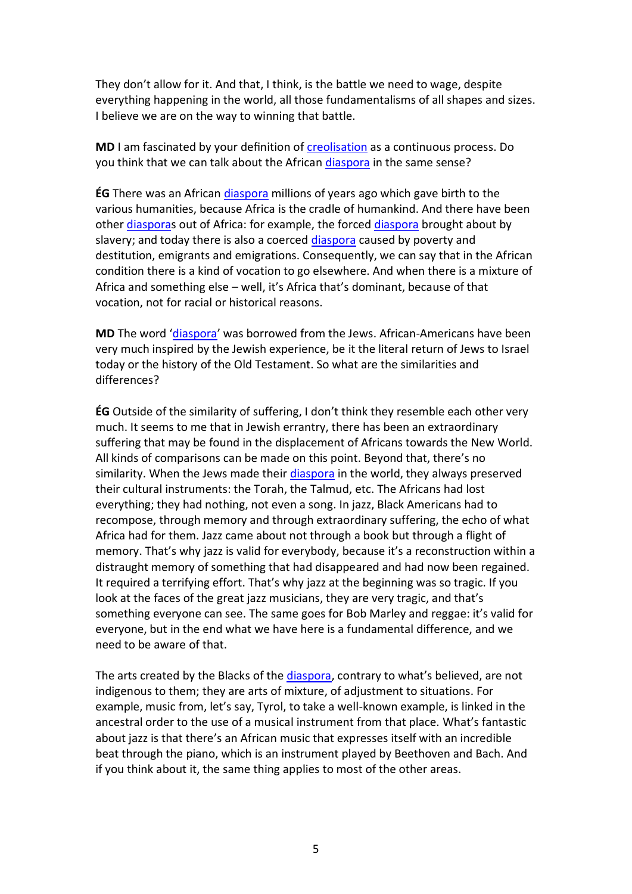They don't allow for it. And that, I think, is the battle we need to wage, despite everything happening in the world, all those fundamentalisms of all shapes and sizes. I believe we are on the way to winning that battle.

**MD** I am fascinated by your definition of creolisation as a continuous process. Do you think that we can talk about the African diaspora in the same sense?

**ÉG** There was an African diaspora millions of years ago which gave birth to the various humanities, because Africa is the cradle of humankind. And there have been other diasporas out of Africa: for example, the forced diaspora brought about by slavery; and today there is also a coerced diaspora caused by poverty and destitution, emigrants and emigrations. Consequently, we can say that in the African condition there is a kind of vocation to go elsewhere. And when there is a mixture of Africa and something else – well, it's Africa that's dominant, because of that vocation, not for racial or historical reasons.

**MD** The word 'diaspora' was borrowed from the Jews. African-Americans have been very much inspired by the Jewish experience, be it the literal return of Jews to Israel today or the history of the Old Testament. So what are the similarities and differences?

**ÉG** Outside of the similarity of suffering, I don't think they resemble each other very much. It seems to me that in Jewish errantry, there has been an extraordinary suffering that may be found in the displacement of Africans towards the New World. All kinds of comparisons can be made on this point. Beyond that, there's no similarity. When the Jews made their diaspora in the world, they always preserved their cultural instruments: the Torah, the Talmud, etc. The Africans had lost everything; they had nothing, not even a song. In jazz, Black Americans had to recompose, through memory and through extraordinary suffering, the echo of what Africa had for them. Jazz came about not through a book but through a flight of memory. That's why jazz is valid for everybody, because it's a reconstruction within a distraught memory of something that had disappeared and had now been regained. It required a terrifying effort. That's why jazz at the beginning was so tragic. If you look at the faces of the great jazz musicians, they are very tragic, and that's something everyone can see. The same goes for Bob Marley and reggae: it's valid for everyone, but in the end what we have here is a fundamental difference, and we need to be aware of that.

The arts created by the Blacks of the diaspora, contrary to what's believed, are not indigenous to them; they are arts of mixture, of adjustment to situations. For example, music from, let's say, Tyrol, to take a well-known example, is linked in the ancestral order to the use of a musical instrument from that place. What's fantastic about jazz is that there's an African music that expresses itself with an incredible beat through the piano, which is an instrument played by Beethoven and Bach. And if you think about it, the same thing applies to most of the other areas.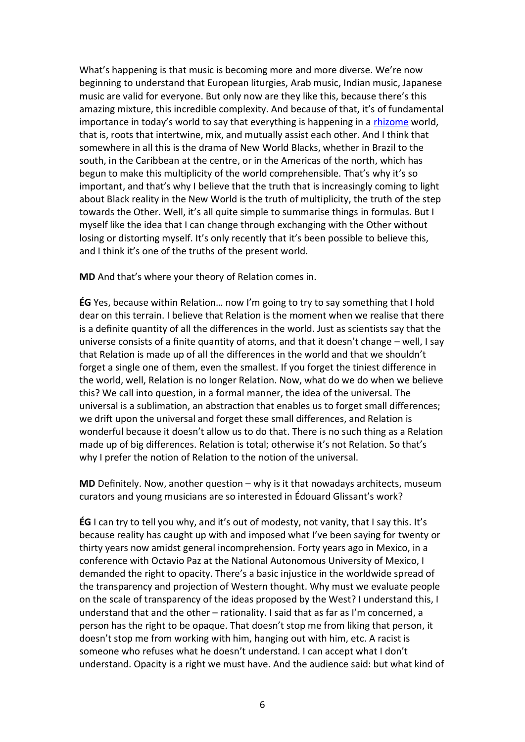What's happening is that music is becoming more and more diverse. We're now beginning to understand that European liturgies, Arab music, Indian music, Japanese music are valid for everyone. But only now are they like this, because there's this amazing mixture, this incredible complexity. And because of that, it's of fundamental importance in today's world to say that everything is happening in a rhizome world, that is, roots that intertwine, mix, and mutually assist each other. And I think that somewhere in all this is the drama of New World Blacks, whether in Brazil to the south, in the Caribbean at the centre, or in the Americas of the north, which has begun to make this multiplicity of the world comprehensible. That's why it's so important, and that's why I believe that the truth that is increasingly coming to light about Black reality in the New World is the truth of multiplicity, the truth of the step towards the Other. Well, it's all quite simple to summarise things in formulas. But I myself like the idea that I can change through exchanging with the Other without losing or distorting myself. It's only recently that it's been possible to believe this, and I think it's one of the truths of the present world.

**MD** And that's where your theory of Relation comes in.

**ÉG** Yes, because within Relation… now I'm going to try to say something that I hold dear on this terrain. I believe that Relation is the moment when we realise that there is a definite quantity of all the differences in the world. Just as scientists say that the universe consists of a finite quantity of atoms, and that it doesn't change – well, I say that Relation is made up of all the differences in the world and that we shouldn't forget a single one of them, even the smallest. If you forget the tiniest difference in the world, well, Relation is no longer Relation. Now, what do we do when we believe this? We call into question, in a formal manner, the idea of the universal. The universal is a sublimation, an abstraction that enables us to forget small differences; we drift upon the universal and forget these small differences, and Relation is wonderful because it doesn't allow us to do that. There is no such thing as a Relation made up of big differences. Relation is total; otherwise it's not Relation. So that's why I prefer the notion of Relation to the notion of the universal.

**MD** Definitely. Now, another question – why is it that nowadays architects, museum curators and young musicians are so interested in Édouard Glissant's work?

**ÉG** I can try to tell you why, and it's out of modesty, not vanity, that I say this. It's because reality has caught up with and imposed what I've been saying for twenty or thirty years now amidst general incomprehension. Forty years ago in Mexico, in a conference with Octavio Paz at the National Autonomous University of Mexico, I demanded the right to opacity. There's a basic injustice in the worldwide spread of the transparency and projection of Western thought. Why must we evaluate people on the scale of transparency of the ideas proposed by the West? I understand this, I understand that and the other – rationality. I said that as far as I'm concerned, a person has the right to be opaque. That doesn't stop me from liking that person, it doesn't stop me from working with him, hanging out with him, etc. A racist is someone who refuses what he doesn't understand. I can accept what I don't understand. Opacity is a right we must have. And the audience said: but what kind of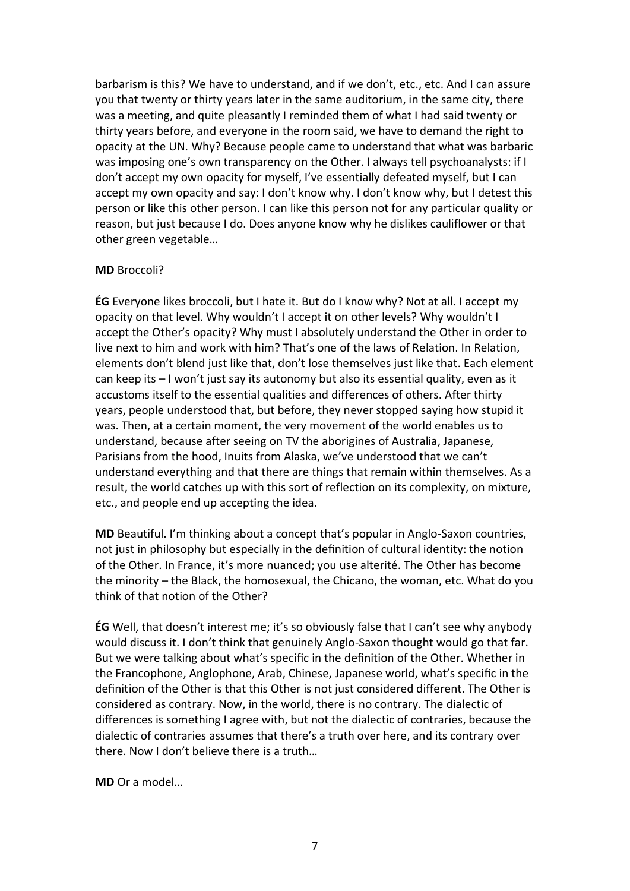barbarism is this? We have to understand, and if we don't, etc., etc. And I can assure you that twenty or thirty years later in the same auditorium, in the same city, there was a meeting, and quite pleasantly I reminded them of what I had said twenty or thirty years before, and everyone in the room said, we have to demand the right to opacity at the UN. Why? Because people came to understand that what was barbaric was imposing one's own transparency on the Other. I always tell psychoanalysts: if I don't accept my own opacity for myself, I've essentially defeated myself, but I can accept my own opacity and say: I don't know why. I don't know why, but I detest this person or like this other person. I can like this person not for any particular quality or reason, but just because I do. Does anyone know why he dislikes cauliflower or that other green vegetable…

**MD** Broccoli?

**ÉG** Everyone likes broccoli, but I hate it. But do I know why? Not at all. I accept my opacity on that level. Why wouldn't I accept it on other levels? Why wouldn't I accept the Other's opacity? Why must I absolutely understand the Other in order to live next to him and work with him? That's one of the laws of Relation. In Relation, elements don't blend just like that, don't lose themselves just like that. Each element can keep its – I won't just say its autonomy but also its essential quality, even as it accustoms itself to the essential qualities and differences of others. After thirty years, people understood that, but before, they never stopped saying how stupid it was. Then, at a certain moment, the very movement of the world enables us to understand, because after seeing on TV the aborigines of Australia, Japanese, Parisians from the hood, Inuits from Alaska, we've understood that we can't understand everything and that there are things that remain within themselves. As a result, the world catches up with this sort of reflection on its complexity, on mixture, etc., and people end up accepting the idea.

**MD** Beautiful. I'm thinking about a concept that's popular in Anglo-Saxon countries, not just in philosophy but especially in the definition of cultural identity: the notion of the Other. In France, it's more nuanced; you use alterité. The Other has become the minority – the Black, the homosexual, the Chicano, the woman, etc. What do you think of that notion of the Other?

**ÉG** Well, that doesn't interest me; it's so obviously false that I can't see why anybody would discuss it. I don't think that genuinely Anglo-Saxon thought would go that far. But we were talking about what's specific in the definition of the Other. Whether in the Francophone, Anglophone, Arab, Chinese, Japanese world, what's specific in the definition of the Other is that this Other is not just considered different. The Other is considered as contrary. Now, in the world, there is no contrary. The dialectic of differences is something I agree with, but not the dialectic of contraries, because the dialectic of contraries assumes that there's a truth over here, and its contrary over there. Now I don't believe there is a truth…

**MD** Or a model…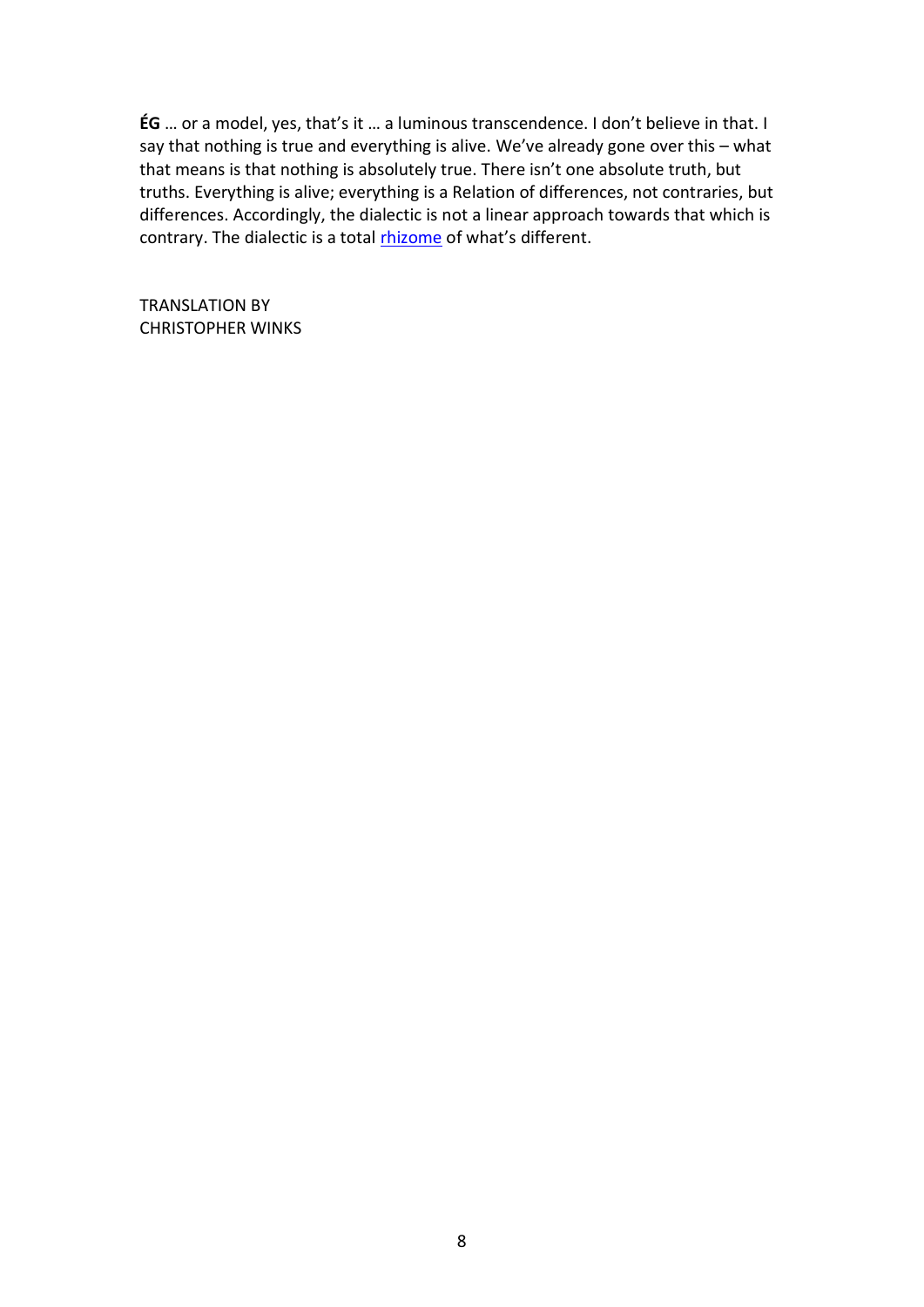**ÉG** … or a model, yes, that's it … a luminous transcendence. I don't believe in that. I say that nothing is true and everything is alive. We've already gone over this – what that means is that nothing is absolutely true. There isn't one absolute truth, but truths. Everything is alive; everything is a Relation of differences, not contraries, but differences. Accordingly, the dialectic is not a linear approach towards that which is contrary. The dialectic is a total rhizome of what's different.

TRANSLATION BY
CHRISTOPHER WINKS